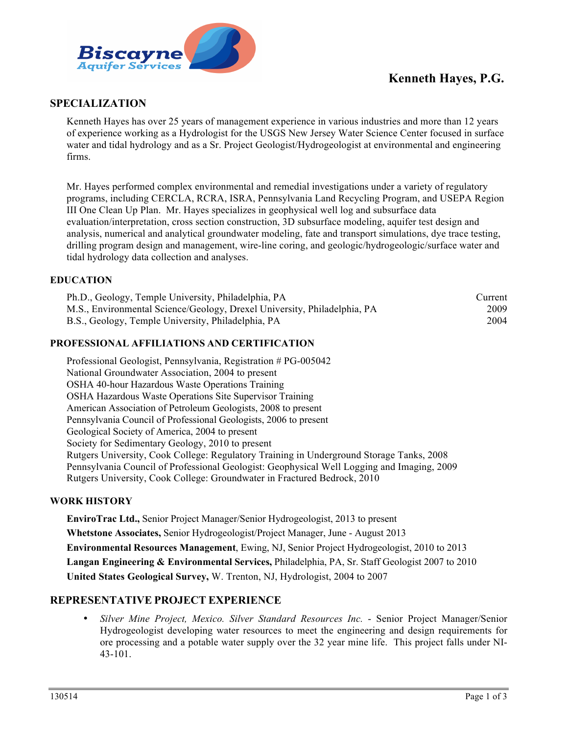**Biscayne Aquifer Services**

# Kenneth Hayes, P.G.

## SPECIALIZATION

Kenneth Hayes has over 25 years of management experience in various industries and more than 12 years of experience working as a Hydrologist for the USGS New Jersey Water Science Center focused in surface water and tidal hydrology and as a Sr. Project Geologist/Hydrogeologist at environmental and engineering firms.

Mr. Hayes performed complex environmental and remedial investigations under a variety of regulatory programs, including CERCLA, RCRA, ISRA, Pennsylvania Land Recycling Program, and USEPA Region III One Clean Up Plan. Mr. Hayes specializes in geophysical well log and subsurface data evaluation/interpretation, cross section construction, 3D subsurface modeling, aquifer test design and analysis, numerical and analytical groundwater modeling, fate and transport simulations, dye trace testing, drilling program design and management, wire-line coring, and geologic/hydrogeologic/surface water and tidal hydrology data collection and analyses.

## EDUCATION

| | |
|---|---|
| Ph.D., Geology, Temple University, Philadelphia, PA | Current |
| M.S., Environmental Science/Geology, Drexel University, Philadelphia, PA | 2009 |
| B.S., Geology, Temple University, Philadelphia, PA | 2004 |

## PROFESSIONAL AFFILIATIONS AND CERTIFICATION

Professional Geologist, Pennsylvania, Registration # PG-005042
National Groundwater Association, 2004 to present
OSHA 40-hour Hazardous Waste Operations Training
OSHA Hazardous Waste Operations Site Supervisor Training
American Association of Petroleum Geologists, 2008 to present
Pennsylvania Council of Professional Geologists, 2006 to present
Geological Society of America, 2004 to present
Society for Sedimentary Geology, 2010 to present
Rutgers University, Cook College: Regulatory Training in Underground Storage Tanks, 2008
Pennsylvania Council of Professional Geologist: Geophysical Well Logging and Imaging, 2009
Rutgers University, Cook College: Groundwater in Fractured Bedrock, 2010

## WORK HISTORY

**EnviroTrac Ltd.,** Senior Project Manager/Senior Hydrogeologist, 2013 to present

**Whetstone Associates,** Senior Hydrogeologist/Project Manager, June - August 2013

**Environmental Resources Management**, Ewing, NJ, Senior Project Hydrogeologist, 2010 to 2013

**Langan Engineering & Environmental Services,** Philadelphia, PA, Sr. Staff Geologist 2007 to 2010

**United States Geological Survey,** W. Trenton, NJ, Hydrologist, 2004 to 2007

## REPRESENTATIVE PROJECT EXPERIENCE

- *Silver Mine Project, Mexico. Silver Standard Resources Inc.* - Senior Project Manager/Senior Hydrogeologist developing water resources to meet the engineering and design requirements for ore processing and a potable water supply over the 32 year mine life. This project falls under NI-43-101.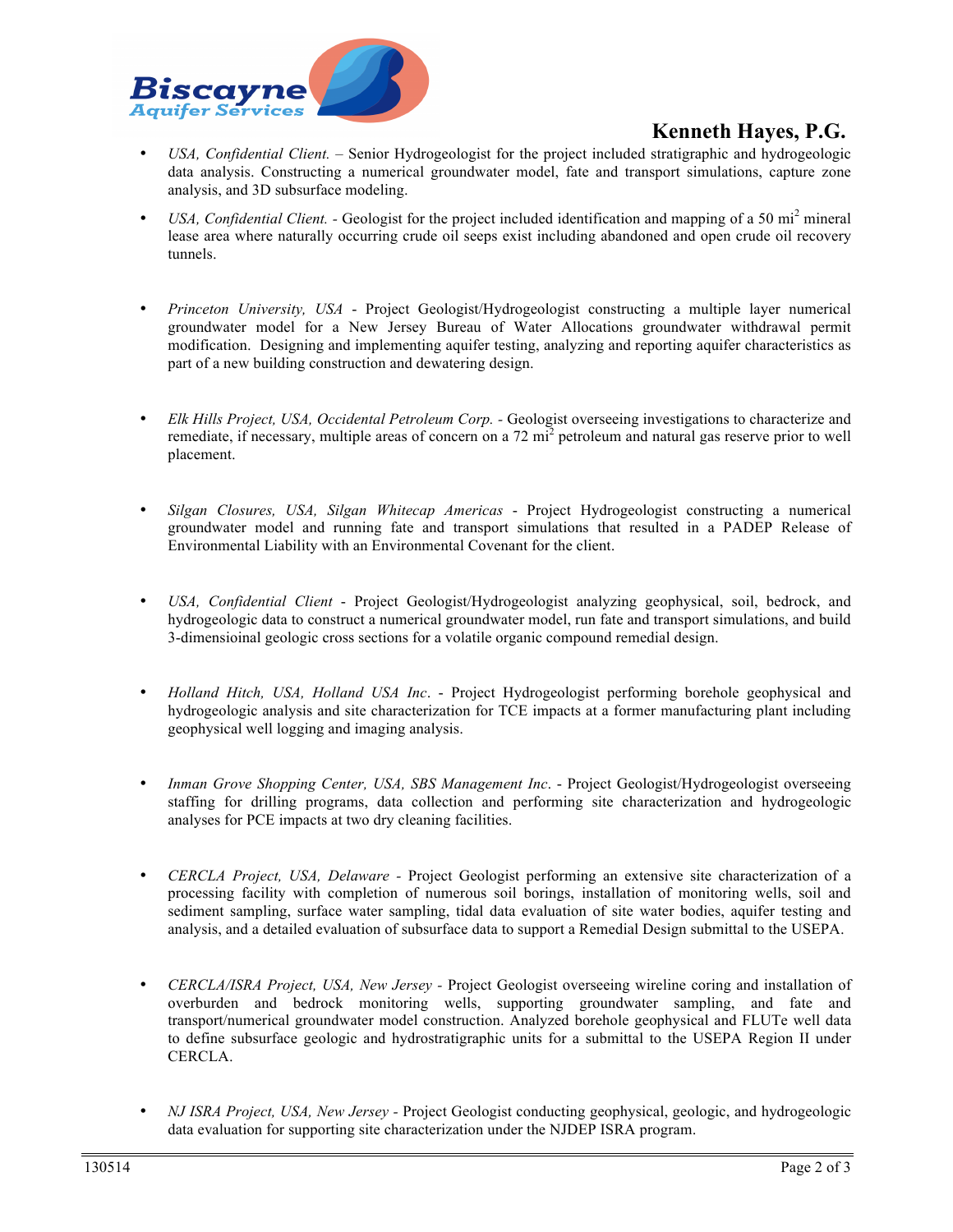- *USA, Confidential Client.* – Senior Hydrogeologist for the project included stratigraphic and hydrogeologic data analysis. Constructing a numerical groundwater model, fate and transport simulations, capture zone analysis, and 3D subsurface modeling.

- *USA, Confidential Client.* - Geologist for the project included identification and mapping of a 50 $mi^2$ mineral lease area where naturally occurring crude oil seeps exist including abandoned and open crude oil recovery tunnels.

- *Princeton University, USA* - Project Geologist/Hydrogeologist constructing a multiple layer numerical groundwater model for a New Jersey Bureau of Water Allocations groundwater withdrawal permit modification. Designing and implementing aquifer testing, analyzing and reporting aquifer characteristics as part of a new building construction and dewatering design.

- *Elk Hills Project, USA, Occidental Petroleum Corp.* - Geologist overseeing investigations to characterize and remediate, if necessary, multiple areas of concern on a 72 $mi^2$ petroleum and natural gas reserve prior to well placement.

- *Silgan Closures, USA, Silgan Whitecap Americas* - Project Hydrogeologist constructing a numerical groundwater model and running fate and transport simulations that resulted in a PADEP Release of Environmental Liability with an Environmental Covenant for the client.

- *USA, Confidential Client* - Project Geologist/Hydrogeologist analyzing geophysical, soil, bedrock, and hydrogeologic data to construct a numerical groundwater model, run fate and transport simulations, and build 3-dimensioinal geologic cross sections for a volatile organic compound remedial design.

- *Holland Hitch, USA, Holland USA Inc*. - Project Hydrogeologist performing borehole geophysical and hydrogeologic analysis and site characterization for TCE impacts at a former manufacturing plant including geophysical well logging and imaging analysis.

- *Inman Grove Shopping Center, USA, SBS Management Inc*. - Project Geologist/Hydrogeologist overseeing staffing for drilling programs, data collection and performing site characterization and hydrogeologic analyses for PCE impacts at two dry cleaning facilities.

- *CERCLA Project, USA, Delaware* - Project Geologist performing an extensive site characterization of a processing facility with completion of numerous soil borings, installation of monitoring wells, soil and sediment sampling, surface water sampling, tidal data evaluation of site water bodies, aquifer testing and analysis, and a detailed evaluation of subsurface data to support a Remedial Design submittal to the USEPA.

- *CERCLA/ISRA Project, USA, New Jersey* - Project Geologist overseeing wireline coring and installation of overburden and bedrock monitoring wells, supporting groundwater sampling, and fate and transport/numerical groundwater model construction. Analyzed borehole geophysical and FLUTe well data to define subsurface geologic and hydrostratigraphic units for a submittal to the USEPA Region II under CERCLA.

- *NJ ISRA Project, USA, New Jersey* - Project Geologist conducting geophysical, geologic, and hydrogeologic data evaluation for supporting site characterization under the NJDEP ISRA program.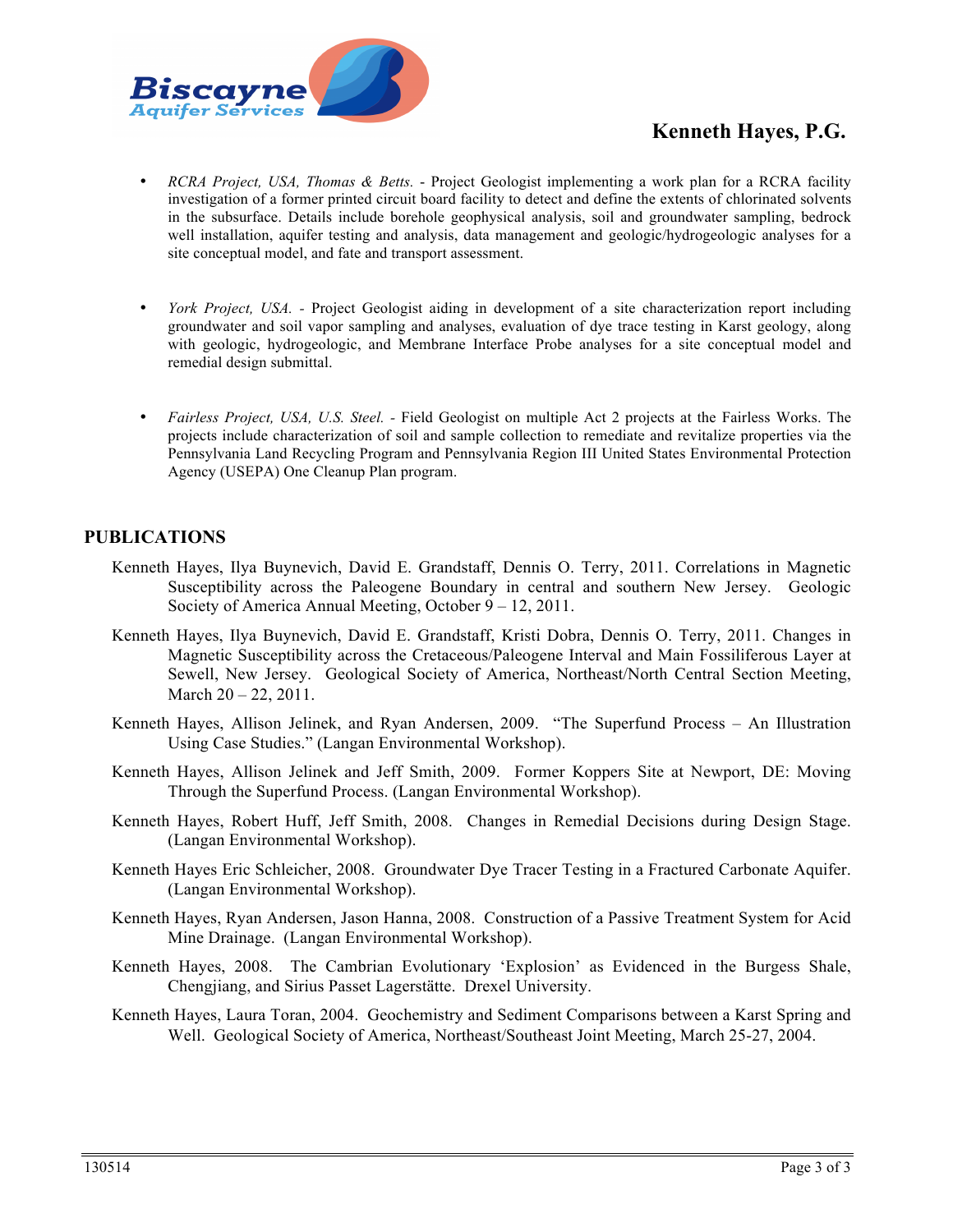- *RCRA Project, USA, Thomas & Betts.* - Project Geologist implementing a work plan for a RCRA facility investigation of a former printed circuit board facility to detect and define the extents of chlorinated solvents in the subsurface. Details include borehole geophysical analysis, soil and groundwater sampling, bedrock well installation, aquifer testing and analysis, data management and geologic/hydrogeologic analyses for a site conceptual model, and fate and transport assessment.

- *York Project, USA.* - Project Geologist aiding in development of a site characterization report including groundwater and soil vapor sampling and analyses, evaluation of dye trace testing in Karst geology, along with geologic, hydrogeologic, and Membrane Interface Probe analyses for a site conceptual model and remedial design submittal.

- *Fairless Project, USA, U.S. Steel.* - Field Geologist on multiple Act 2 projects at the Fairless Works. The projects include characterization of soil and sample collection to remediate and revitalize properties via the Pennsylvania Land Recycling Program and Pennsylvania Region III United States Environmental Protection Agency (USEPA) One Cleanup Plan program.

## PUBLICATIONS

Kenneth Hayes, Ilya Buynevich, David E. Grandstaff, Dennis O. Terry, 2011. Correlations in Magnetic Susceptibility across the Paleogene Boundary in central and southern New Jersey. Geologic Society of America Annual Meeting, October 9 – 12, 2011.

Kenneth Hayes, Ilya Buynevich, David E. Grandstaff, Kristi Dobra, Dennis O. Terry, 2011. Changes in Magnetic Susceptibility across the Cretaceous/Paleogene Interval and Main Fossiliferous Layer at Sewell, New Jersey. Geological Society of America, Northeast/North Central Section Meeting, March 20 – 22, 2011.

Kenneth Hayes, Allison Jelinek, and Ryan Andersen, 2009. "The Superfund Process – An Illustration Using Case Studies." (Langan Environmental Workshop).

Kenneth Hayes, Allison Jelinek and Jeff Smith, 2009. Former Koppers Site at Newport, DE: Moving Through the Superfund Process. (Langan Environmental Workshop).

Kenneth Hayes, Robert Huff, Jeff Smith, 2008. Changes in Remedial Decisions during Design Stage. (Langan Environmental Workshop).

Kenneth Hayes Eric Schleicher, 2008. Groundwater Dye Tracer Testing in a Fractured Carbonate Aquifer. (Langan Environmental Workshop).

Kenneth Hayes, Ryan Andersen, Jason Hanna, 2008. Construction of a Passive Treatment System for Acid Mine Drainage. (Langan Environmental Workshop).

Kenneth Hayes, 2008. The Cambrian Evolutionary 'Explosion' as Evidenced in the Burgess Shale, Chengjiang, and Sirius Passet Lagerstätte. Drexel University.

Kenneth Hayes, Laura Toran, 2004. Geochemistry and Sediment Comparisons between a Karst Spring and Well. Geological Society of America, Northeast/Southeast Joint Meeting, March 25-27, 2004.